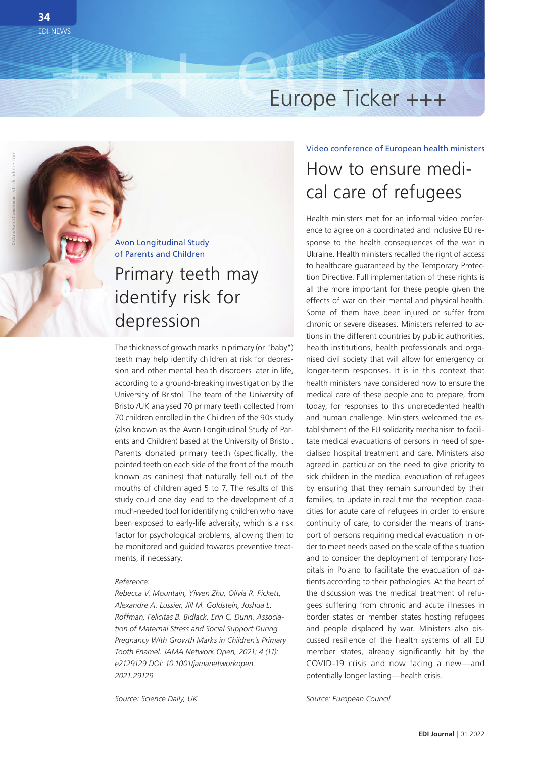# Europe Ticker +++

Avon Longitudinal Study of Parents and Children

## Primary teeth may identify risk for depression

The thickness of growth marks in primary (or "baby") teeth may help identify children at risk for depression and other mental health disorders later in life, according to a ground-breaking investigation by the University of Bristol. The team of the University of Bristol/UK analysed 70 primary teeth collected from 70 children enrolled in the Children of the 90s study (also known as the Avon Longitudinal Study of Parents and Children) based at the University of Bristol. Parents donated primary teeth (specifically, the pointed teeth on each side of the front of the mouth known as canines) that naturally fell out of the mouths of children aged 5 to 7. The results of this study could one day lead to the development of a much-needed tool for identifying children who have been exposed to early-life adversity, which is a risk factor for psychological problems, allowing them to be monitored and guided towards preventive treatments, if necessary.

*Reference:*

*Rebecca V. Mountain, Yiwen Zhu, Olivia R. Pickett, Alexandre A. Lussier, Jill M. Goldstein, Joshua L. Roffman, Felicitas B. Bidlack, Erin C. Dunn. Association of Maternal Stress and Social Support During Pregnancy With Growth Marks in Children's Primary Tooth Enamel. JAMA Network Open, 2021; 4 (11): e2129129 DOI: 10.1001/jamanetworkopen.2021.29129*

*Source: Science Daily, UK*

Video conference of European health ministers

## How to ensure medical care of refugees

Health ministers met for an informal video conference to agree on a coordinated and inclusive EU response to the health consequences of the war in Ukraine. Health ministers recalled the right of access to healthcare guaranteed by the Temporary Protection Directive. Full implementation of these rights is all the more important for these people given the effects of war on their mental and physical health. Some of them have been injured or suffer from chronic or severe diseases. Ministers referred to actions in the different countries by public authorities, health institutions, health professionals and organised civil society that will allow for emergency or longer-term responses. It is in this context that health ministers have considered how to ensure the medical care of these people and to prepare, from today, for responses to this unprecedented health and human challenge. Ministers welcomed the establishment of the EU solidarity mechanism to facilitate medical evacuations of persons in need of specialised hospital treatment and care. Ministers also agreed in particular on the need to give priority to sick children in the medical evacuation of refugees by ensuring that they remain surrounded by their families, to update in real time the reception capacities for acute care of refugees in order to ensure continuity of care, to consider the means of transport of persons requiring medical evacuation in order to meet needs based on the scale of the situation and to consider the deployment of temporary hospitals in Poland to facilitate the evacuation of patients according to their pathologies. At the heart of the discussion was the medical treatment of refugees suffering from chronic and acute illnesses in border states or member states hosting refugees and people displaced by war. Ministers also discussed resilience of the health systems of all EU member states, already significantly hit by the COVID-19 crisis and now facing a new—and potentially longer lasting—health crisis.

*Source: European Council*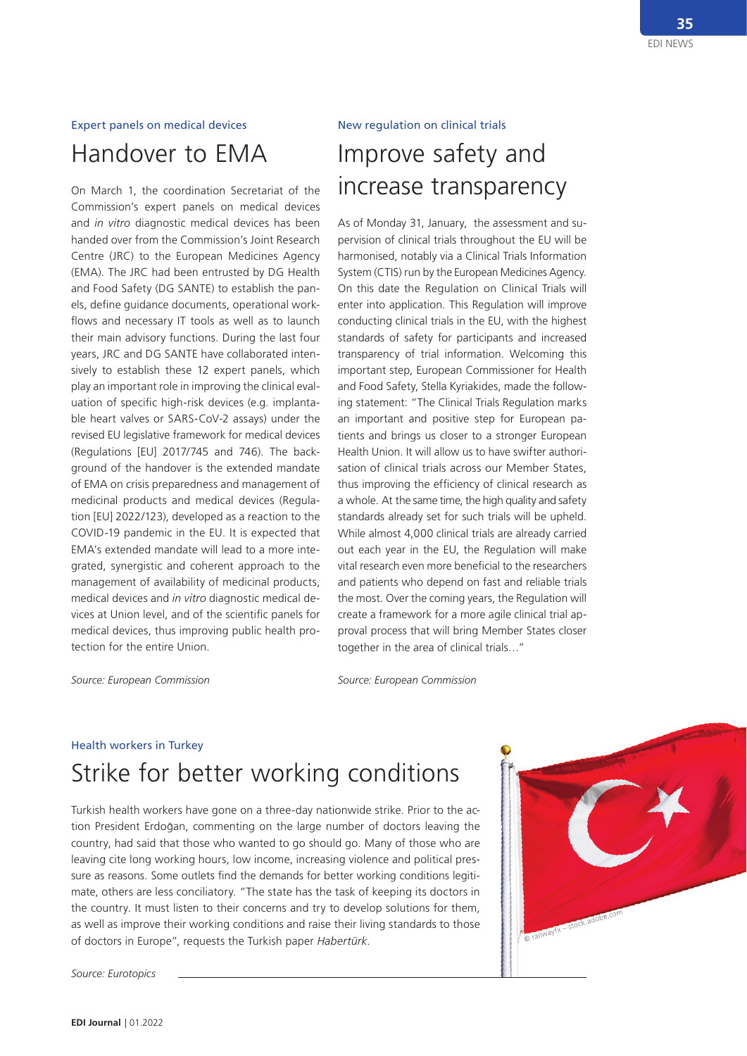Expert panels on medical devices

# Handover to EMA

On March 1, the coordination Secretariat of the Commission's expert panels on medical devices and *in vitro* diagnostic medical devices has been handed over from the Commission's Joint Research Centre (JRC) to the European Medicines Agency (EMA). The JRC had been entrusted by DG Health and Food Safety (DG SANTE) to establish the panels, define guidance documents, operational workflows and necessary IT tools as well as to launch their main advisory functions. During the last four years, JRC and DG SANTE have collaborated intensively to establish these 12 expert panels, which play an important role in improving the clinical evaluation of specific high-risk devices (e.g. implantable heart valves or SARS-CoV-2 assays) under the revised EU legislative framework for medical devices (Regulations [EU] 2017/745 and 746). The background of the handover is the extended mandate of EMA on crisis preparedness and management of medicinal products and medical devices (Regulation [EU] 2022/123), developed as a reaction to the COVID-19 pandemic in the EU. It is expected that EMA's extended mandate will lead to a more integrated, synergistic and coherent approach to the management of availability of medicinal products, medical devices and *in vitro* diagnostic medical devices at Union level, and of the scientific panels for medical devices, thus improving public health protection for the entire Union.

*Source: European Commission*

New regulation on clinical trials

# Improve safety and increase transparency

As of Monday 31, January, the assessment and supervision of clinical trials throughout the EU will be harmonised, notably via a Clinical Trials Information System (CTIS) run by the European Medicines Agency. On this date the Regulation on Clinical Trials will enter into application. This Regulation will improve conducting clinical trials in the EU, with the highest standards of safety for participants and increased transparency of trial information. Welcoming this important step, European Commissioner for Health and Food Safety, Stella Kyriakides, made the following statement: "The Clinical Trials Regulation marks an important and positive step for European patients and brings us closer to a stronger European Health Union. It will allow us to have swifter authorisation of clinical trials across our Member States, thus improving the efficiency of clinical research as a whole. At the same time, the high quality and safety standards already set for such trials will be upheld. While almost 4,000 clinical trials are already carried out each year in the EU, the Regulation will make vital research even more beneficial to the researchers and patients who depend on fast and reliable trials the most. Over the coming years, the Regulation will create a framework for a more agile clinical trial approval process that will bring Member States closer together in the area of clinical trials…"

*Source: European Commission*

Health workers in Turkey

# Strike for better working conditions

Turkish health workers have gone on a three-day nationwide strike. Prior to the action President Erdoğan, commenting on the large number of doctors leaving the country, had said that those who wanted to go should go. Many of those who are leaving cite long working hours, low income, increasing violence and political pressure as reasons. Some outlets find the demands for better working conditions legitimate, others are less conciliatory. "The state has the task of keeping its doctors in the country. It must listen to their concerns and try to develop solutions for them, as well as improve their working conditions and raise their living standards to those of doctors in Europe", requests the Turkish paper *Habertürk*.

© railwayfx – stock.adobe.com

*Source: Eurotopics*